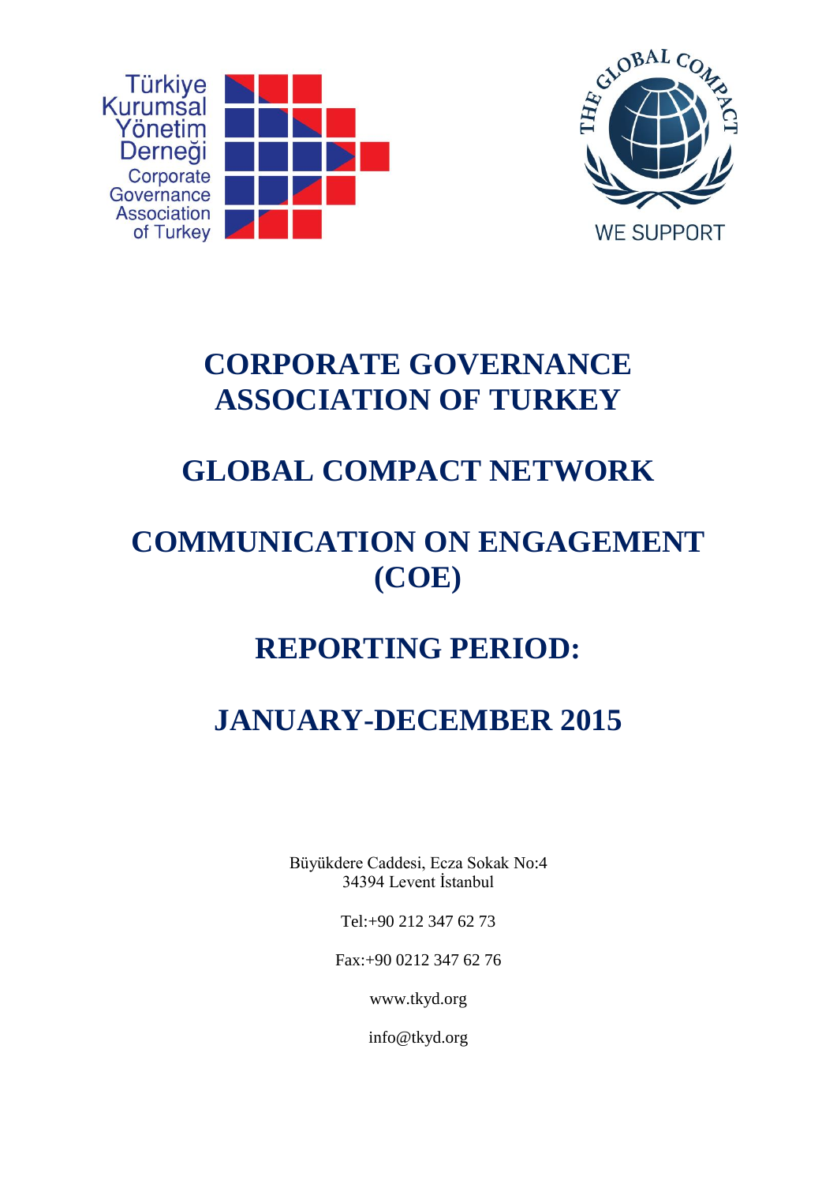# CORPORATE GOVERNANCE ASSOCIATION OF TURKEY

# GLOBAL COMPACT NETWORK

# COMMUNICATION ON ENGAGEMENT (COE)

# REPORTING PERIOD:

# JANUARY-DECEMBER 2015

Büyükdere Caddesi, Ecza Sokak No:4
34394 Levent İstanbul

Tel:+90 212 347 62 73

Fax:+90 0212 347 62 76

www.tkyd.org

info@tkyd.org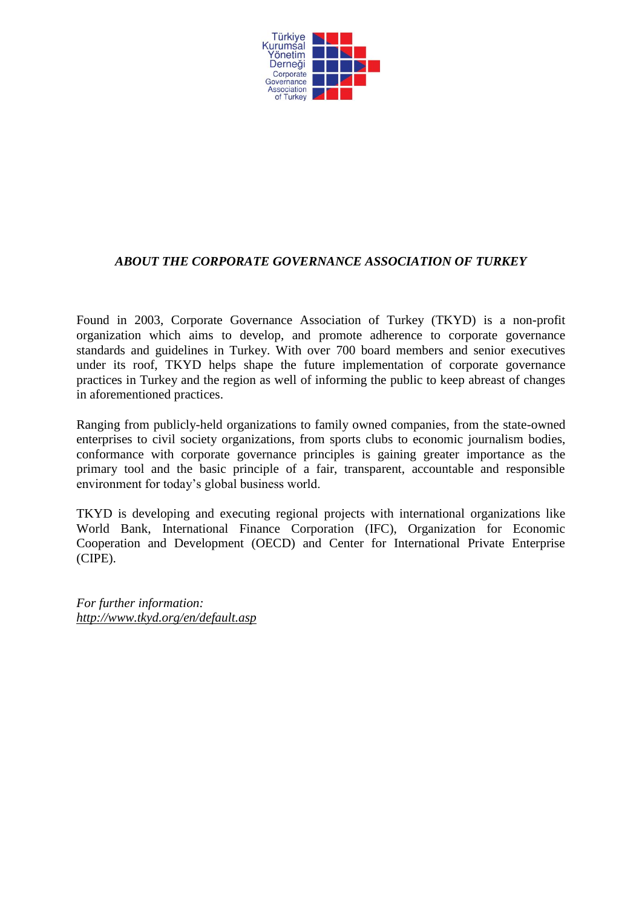Türkiye Kurumsal Yönetim Derneği
Corporate Governance Association of Turkey

## *ABOUT THE CORPORATE GOVERNANCE ASSOCIATION OF TURKEY*

Found in 2003, Corporate Governance Association of Turkey (TKYD) is a non-profit organization which aims to develop, and promote adherence to corporate governance standards and guidelines in Turkey. With over 700 board members and senior executives under its roof, TKYD helps shape the future implementation of corporate governance practices in Turkey and the region as well of informing the public to keep abreast of changes in aforementioned practices.

Ranging from publicly-held organizations to family owned companies, from the state-owned enterprises to civil society organizations, from sports clubs to economic journalism bodies, conformance with corporate governance principles is gaining greater importance as the primary tool and the basic principle of a fair, transparent, accountable and responsible environment for today's global business world.

TKYD is developing and executing regional projects with international organizations like World Bank, International Finance Corporation (IFC), Organization for Economic Cooperation and Development (OECD) and Center for International Private Enterprise (CIPE).

*For further information:*
http://www.tkyd.org/en/default.asp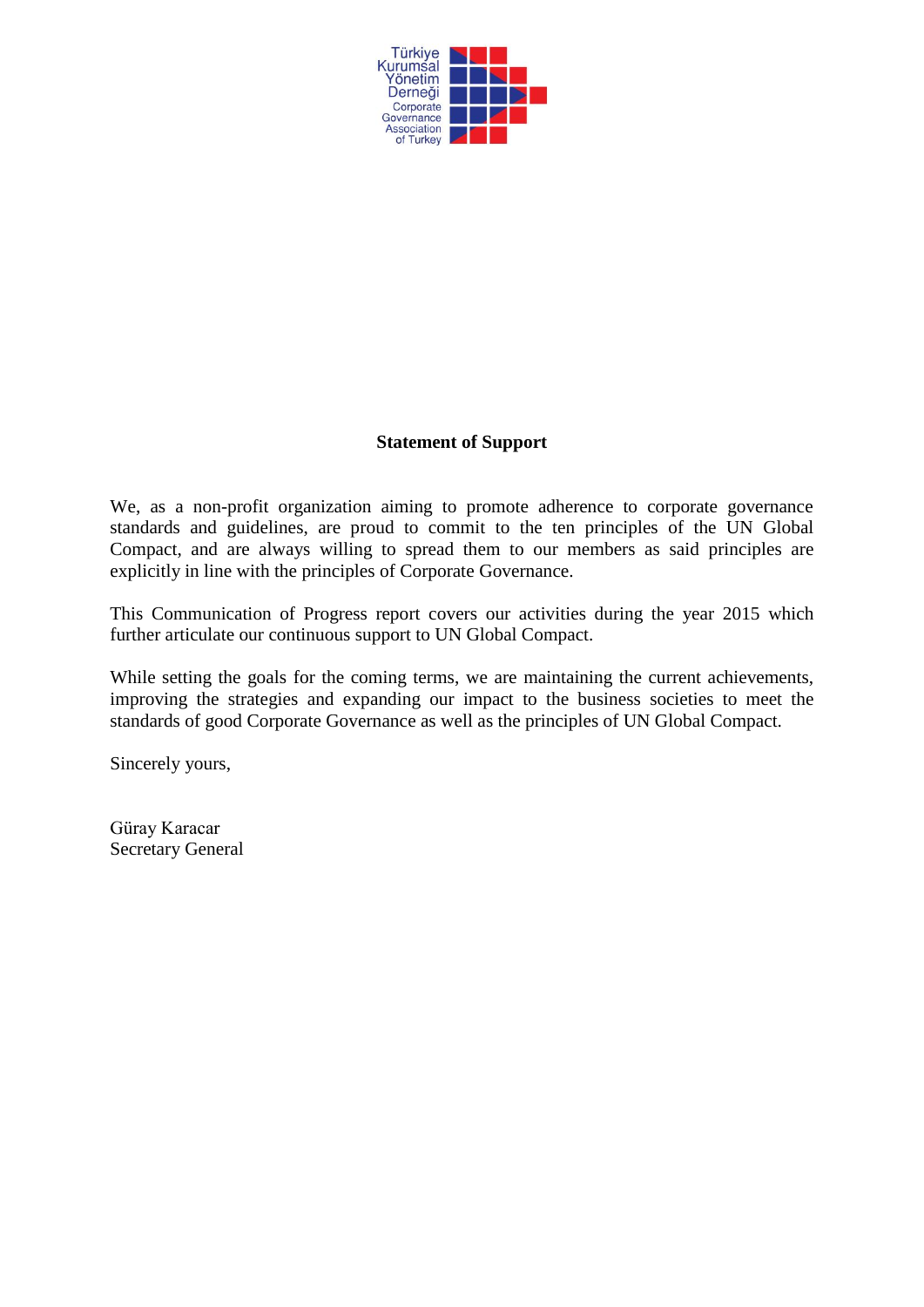Türkiye Kurumsal Yönetim Derneği
Corporate Governance Association of Turkey

**Statement of Support**

We, as a non-profit organization aiming to promote adherence to corporate governance standards and guidelines, are proud to commit to the ten principles of the UN Global Compact, and are always willing to spread them to our members as said principles are explicitly in line with the principles of Corporate Governance.

This Communication of Progress report covers our activities during the year 2015 which further articulate our continuous support to UN Global Compact.

While setting the goals for the coming terms, we are maintaining the current achievements, improving the strategies and expanding our impact to the business societies to meet the standards of good Corporate Governance as well as the principles of UN Global Compact.

Sincerely yours,

Güray Karacar
Secretary General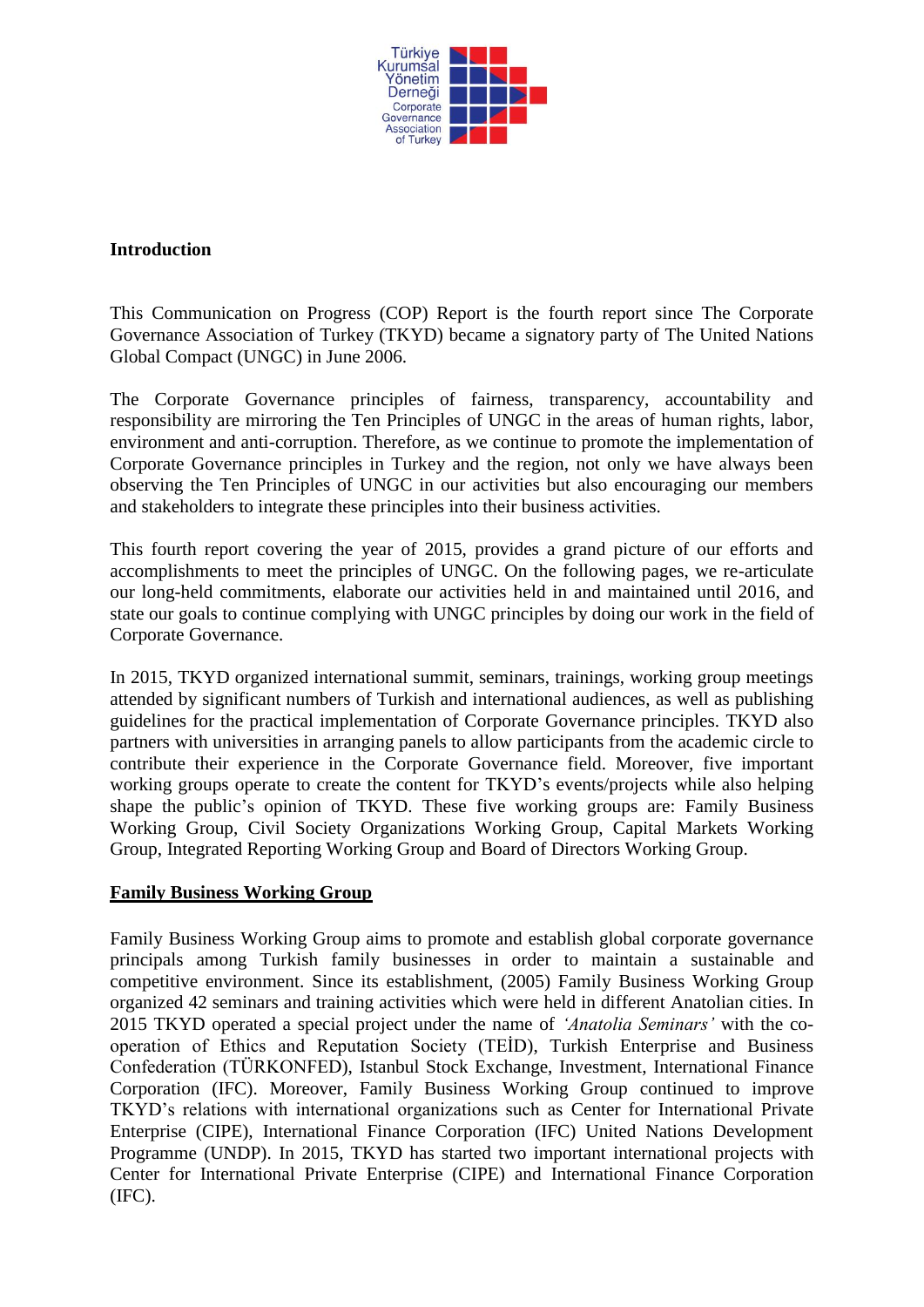Türkiye Kurumsal Yönetim Derneği
Corporate Governance Association of Turkey

**Introduction**

This Communication on Progress (COP) Report is the fourth report since The Corporate Governance Association of Turkey (TKYD) became a signatory party of The United Nations Global Compact (UNGC) in June 2006.

The Corporate Governance principles of fairness, transparency, accountability and responsibility are mirroring the Ten Principles of UNGC in the areas of human rights, labor, environment and anti-corruption. Therefore, as we continue to promote the implementation of Corporate Governance principles in Turkey and the region, not only we have always been observing the Ten Principles of UNGC in our activities but also encouraging our members and stakeholders to integrate these principles into their business activities.

This fourth report covering the year of 2015, provides a grand picture of our efforts and accomplishments to meet the principles of UNGC. On the following pages, we re-articulate our long-held commitments, elaborate our activities held in and maintained until 2016, and state our goals to continue complying with UNGC principles by doing our work in the field of Corporate Governance.

In 2015, TKYD organized international summit, seminars, trainings, working group meetings attended by significant numbers of Turkish and international audiences, as well as publishing guidelines for the practical implementation of Corporate Governance principles. TKYD also partners with universities in arranging panels to allow participants from the academic circle to contribute their experience in the Corporate Governance field. Moreover, five important working groups operate to create the content for TKYD's events/projects while also helping shape the public's opinion of TKYD. These five working groups are: Family Business Working Group, Civil Society Organizations Working Group, Capital Markets Working Group, Integrated Reporting Working Group and Board of Directors Working Group.

**Family Business Working Group**

Family Business Working Group aims to promote and establish global corporate governance principals among Turkish family businesses in order to maintain a sustainable and competitive environment. Since its establishment, (2005) Family Business Working Group organized 42 seminars and training activities which were held in different Anatolian cities. In 2015 TKYD operated a special project under the name of *'Anatolia Seminars'* with the co-operation of Ethics and Reputation Society (TEİD), Turkish Enterprise and Business Confederation (TÜRKONFED), Istanbul Stock Exchange, Investment, International Finance Corporation (IFC). Moreover, Family Business Working Group continued to improve TKYD's relations with international organizations such as Center for International Private Enterprise (CIPE), International Finance Corporation (IFC) United Nations Development Programme (UNDP). In 2015, TKYD has started two important international projects with Center for International Private Enterprise (CIPE) and International Finance Corporation (IFC).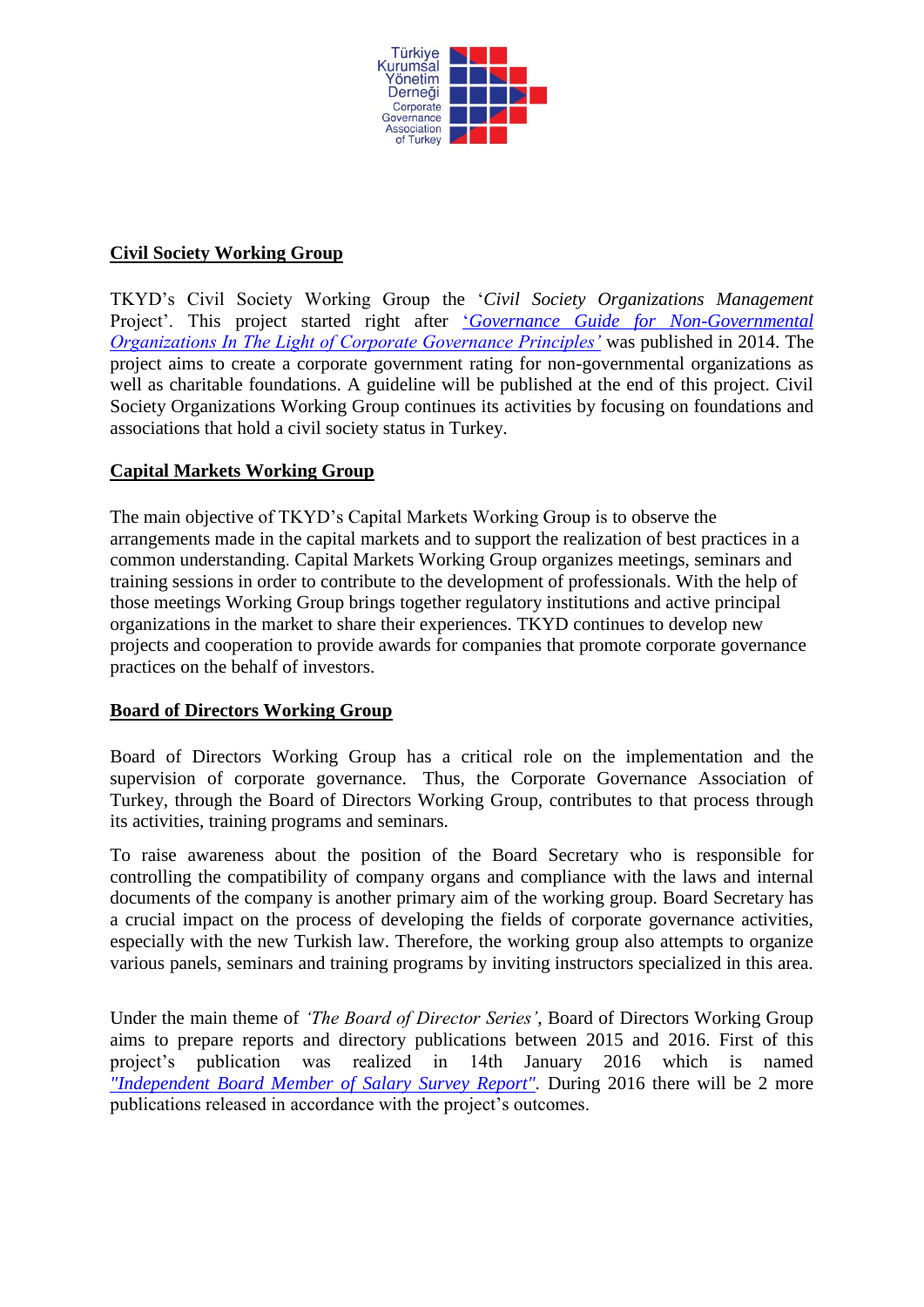Türkiye Kurumsal Yönetim Derneği
Corporate Governance Association of Turkey

## Civil Society Working Group

TKYD's Civil Society Working Group the '*Civil Society Organizations Management* Project'. This project started right after '*Governance Guide for Non-Governmental Organizations In The Light of Corporate Governance Principles*' was published in 2014. The project aims to create a corporate government rating for non-governmental organizations as well as charitable foundations. A guideline will be published at the end of this project. Civil Society Organizations Working Group continues its activities by focusing on foundations and associations that hold a civil society status in Turkey.

## Capital Markets Working Group

The main objective of TKYD's Capital Markets Working Group is to observe the arrangements made in the capital markets and to support the realization of best practices in a common understanding. Capital Markets Working Group organizes meetings, seminars and training sessions in order to contribute to the development of professionals. With the help of those meetings Working Group brings together regulatory institutions and active principal organizations in the market to share their experiences. TKYD continues to develop new projects and cooperation to provide awards for companies that promote corporate governance practices on the behalf of investors.

## Board of Directors Working Group

Board of Directors Working Group has a critical role on the implementation and the supervision of corporate governance. Thus, the Corporate Governance Association of Turkey, through the Board of Directors Working Group, contributes to that process through its activities, training programs and seminars.

To raise awareness about the position of the Board Secretary who is responsible for controlling the compatibility of company organs and compliance with the laws and internal documents of the company is another primary aim of the working group. Board Secretary has a crucial impact on the process of developing the fields of corporate governance activities, especially with the new Turkish law. Therefore, the working group also attempts to organize various panels, seminars and training programs by inviting instructors specialized in this area.

Under the main theme of *'The Board of Director Series'*, Board of Directors Working Group aims to prepare reports and directory publications between 2015 and 2016. First of this project's publication was realized in 14th January 2016 which is named *"Independent Board Member of Salary Survey Report"*. During 2016 there will be 2 more publications released in accordance with the project's outcomes.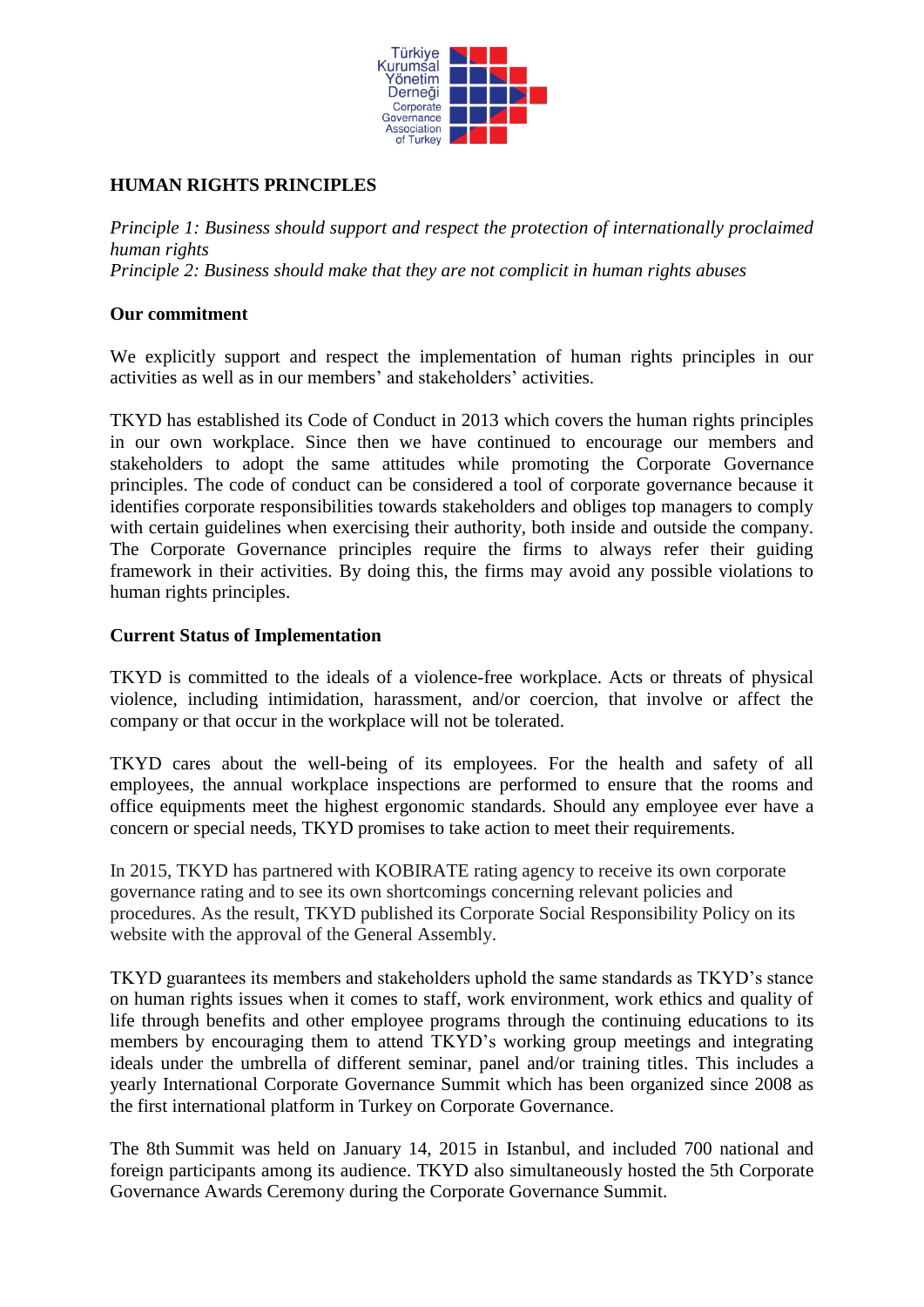## HUMAN RIGHTS PRINCIPLES

*Principle 1: Business should support and respect the protection of internationally proclaimed human rights*
*Principle 2: Business should make that they are not complicit in human rights abuses*

### Our commitment

We explicitly support and respect the implementation of human rights principles in our activities as well as in our members' and stakeholders' activities.

TKYD has established its Code of Conduct in 2013 which covers the human rights principles in our own workplace. Since then we have continued to encourage our members and stakeholders to adopt the same attitudes while promoting the Corporate Governance principles. The code of conduct can be considered a tool of corporate governance because it identifies corporate responsibilities towards stakeholders and obliges top managers to comply with certain guidelines when exercising their authority, both inside and outside the company. The Corporate Governance principles require the firms to always refer their guiding framework in their activities. By doing this, the firms may avoid any possible violations to human rights principles.

### Current Status of Implementation

TKYD is committed to the ideals of a violence-free workplace. Acts or threats of physical violence, including intimidation, harassment, and/or coercion, that involve or affect the company or that occur in the workplace will not be tolerated.

TKYD cares about the well-being of its employees. For the health and safety of all employees, the annual workplace inspections are performed to ensure that the rooms and office equipments meet the highest ergonomic standards. Should any employee ever have a concern or special needs, TKYD promises to take action to meet their requirements.

In 2015, TKYD has partnered with KOBIRATE rating agency to receive its own corporate governance rating and to see its own shortcomings concerning relevant policies and procedures. As the result, TKYD published its Corporate Social Responsibility Policy on its website with the approval of the General Assembly.

TKYD guarantees its members and stakeholders uphold the same standards as TKYD's stance on human rights issues when it comes to staff, work environment, work ethics and quality of life through benefits and other employee programs through the continuing educations to its members by encouraging them to attend TKYD's working group meetings and integrating ideals under the umbrella of different seminar, panel and/or training titles. This includes a yearly International Corporate Governance Summit which has been organized since 2008 as the first international platform in Turkey on Corporate Governance.

The 8th Summit was held on January 14, 2015 in Istanbul, and included 700 national and foreign participants among its audience. TKYD also simultaneously hosted the 5th Corporate Governance Awards Ceremony during the Corporate Governance Summit.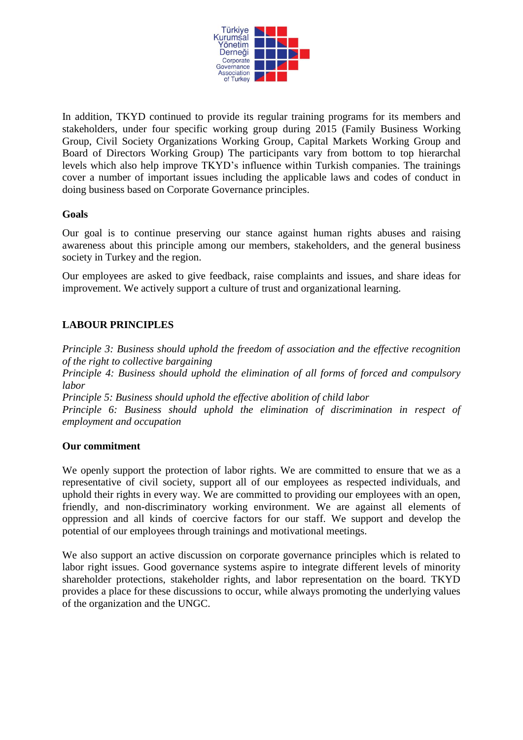In addition, TKYD continued to provide its regular training programs for its members and stakeholders, under four specific working group during 2015 (Family Business Working Group, Civil Society Organizations Working Group, Capital Markets Working Group and Board of Directors Working Group) The participants vary from bottom to top hierarchal levels which also help improve TKYD's influence within Turkish companies. The trainings cover a number of important issues including the applicable laws and codes of conduct in doing business based on Corporate Governance principles.

**Goals**

Our goal is to continue preserving our stance against human rights abuses and raising awareness about this principle among our members, stakeholders, and the general business society in Turkey and the region.

Our employees are asked to give feedback, raise complaints and issues, and share ideas for improvement. We actively support a culture of trust and organizational learning.

## LABOUR PRINCIPLES

*Principle 3: Business should uphold the freedom of association and the effective recognition of the right to collective bargaining*
*Principle 4: Business should uphold the elimination of all forms of forced and compulsory labor*
*Principle 5: Business should uphold the effective abolition of child labor*
*Principle 6: Business should uphold the elimination of discrimination in respect of employment and occupation*

**Our commitment**

We openly support the protection of labor rights. We are committed to ensure that we as a representative of civil society, support all of our employees as respected individuals, and uphold their rights in every way. We are committed to providing our employees with an open, friendly, and non-discriminatory working environment. We are against all elements of oppression and all kinds of coercive factors for our staff. We support and develop the potential of our employees through trainings and motivational meetings.

We also support an active discussion on corporate governance principles which is related to labor right issues. Good governance systems aspire to integrate different levels of minority shareholder protections, stakeholder rights, and labor representation on the board. TKYD provides a place for these discussions to occur, while always promoting the underlying values of the organization and the UNGC.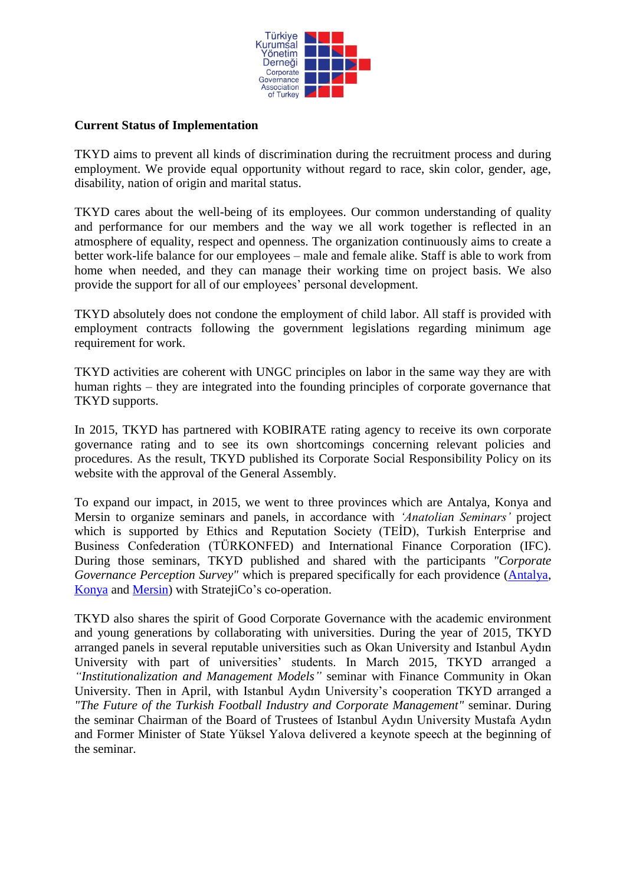**Current Status of Implementation**

TKYD aims to prevent all kinds of discrimination during the recruitment process and during employment. We provide equal opportunity without regard to race, skin color, gender, age, disability, nation of origin and marital status.

TKYD cares about the well-being of its employees. Our common understanding of quality and performance for our members and the way we all work together is reflected in an atmosphere of equality, respect and openness. The organization continuously aims to create a better work-life balance for our employees – male and female alike. Staff is able to work from home when needed, and they can manage their working time on project basis. We also provide the support for all of our employees' personal development.

TKYD absolutely does not condone the employment of child labor. All staff is provided with employment contracts following the government legislations regarding minimum age requirement for work.

TKYD activities are coherent with UNGC principles on labor in the same way they are with human rights – they are integrated into the founding principles of corporate governance that TKYD supports.

In 2015, TKYD has partnered with KOBIRATE rating agency to receive its own corporate governance rating and to see its own shortcomings concerning relevant policies and procedures. As the result, TKYD published its Corporate Social Responsibility Policy on its website with the approval of the General Assembly.

To expand our impact, in 2015, we went to three provinces which are Antalya, Konya and Mersin to organize seminars and panels, in accordance with *'Anatolian Seminars'* project which is supported by Ethics and Reputation Society (TEİD), Turkish Enterprise and Business Confederation (TÜRKONFED) and International Finance Corporation (IFC). During those seminars, TKYD published and shared with the participants *"Corporate Governance Perception Survey"* which is prepared specifically for each providence (Antalya, Konya and Mersin) with StratejiCo's co-operation.

TKYD also shares the spirit of Good Corporate Governance with the academic environment and young generations by collaborating with universities. During the year of 2015, TKYD arranged panels in several reputable universities such as Okan University and Istanbul Aydın University with part of universities' students. In March 2015, TKYD arranged a *"Institutionalization and Management Models"* seminar with Finance Community in Okan University. Then in April, with Istanbul Aydın University's cooperation TKYD arranged a *"The Future of the Turkish Football Industry and Corporate Management"* seminar. During the seminar Chairman of the Board of Trustees of Istanbul Aydın University Mustafa Aydın and Former Minister of State Yüksel Yalova delivered a keynote speech at the beginning of the seminar.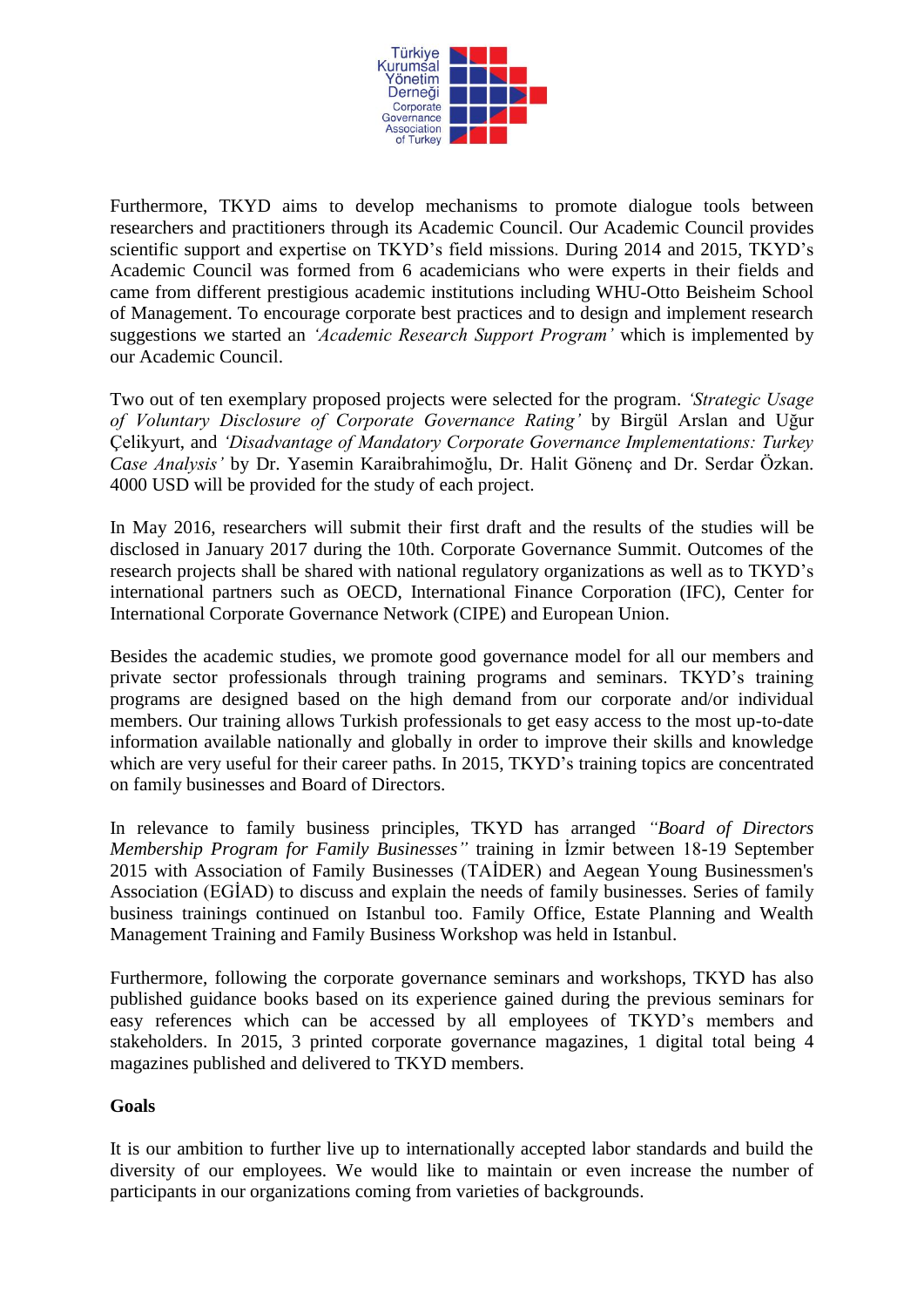Furthermore, TKYD aims to develop mechanisms to promote dialogue tools between researchers and practitioners through its Academic Council. Our Academic Council provides scientific support and expertise on TKYD's field missions. During 2014 and 2015, TKYD's Academic Council was formed from 6 academicians who were experts in their fields and came from different prestigious academic institutions including WHU-Otto Beisheim School of Management. To encourage corporate best practices and to design and implement research suggestions we started an *'Academic Research Support Program'* which is implemented by our Academic Council.

Two out of ten exemplary proposed projects were selected for the program. *'Strategic Usage of Voluntary Disclosure of Corporate Governance Rating'* by Birgül Arslan and Uğur Çelikyurt, and *'Disadvantage of Mandatory Corporate Governance Implementations: Turkey Case Analysis'* by Dr. Yasemin Karaibrahimoğlu, Dr. Halit Gönenç and Dr. Serdar Özkan. 4000 USD will be provided for the study of each project.

In May 2016, researchers will submit their first draft and the results of the studies will be disclosed in January 2017 during the 10th. Corporate Governance Summit. Outcomes of the research projects shall be shared with national regulatory organizations as well as to TKYD's international partners such as OECD, International Finance Corporation (IFC), Center for International Corporate Governance Network (CIPE) and European Union.

Besides the academic studies, we promote good governance model for all our members and private sector professionals through training programs and seminars. TKYD's training programs are designed based on the high demand from our corporate and/or individual members. Our training allows Turkish professionals to get easy access to the most up-to-date information available nationally and globally in order to improve their skills and knowledge which are very useful for their career paths. In 2015, TKYD's training topics are concentrated on family businesses and Board of Directors.

In relevance to family business principles, TKYD has arranged *"Board of Directors Membership Program for Family Businesses"* training in İzmir between 18-19 September 2015 with Association of Family Businesses (TAİDER) and Aegean Young Businessmen's Association (EGİAD) to discuss and explain the needs of family businesses. Series of family business trainings continued on Istanbul too. Family Office, Estate Planning and Wealth Management Training and Family Business Workshop was held in Istanbul.

Furthermore, following the corporate governance seminars and workshops, TKYD has also published guidance books based on its experience gained during the previous seminars for easy references which can be accessed by all employees of TKYD's members and stakeholders. In 2015, 3 printed corporate governance magazines, 1 digital total being 4 magazines published and delivered to TKYD members.

**Goals**

It is our ambition to further live up to internationally accepted labor standards and build the diversity of our employees. We would like to maintain or even increase the number of participants in our organizations coming from varieties of backgrounds.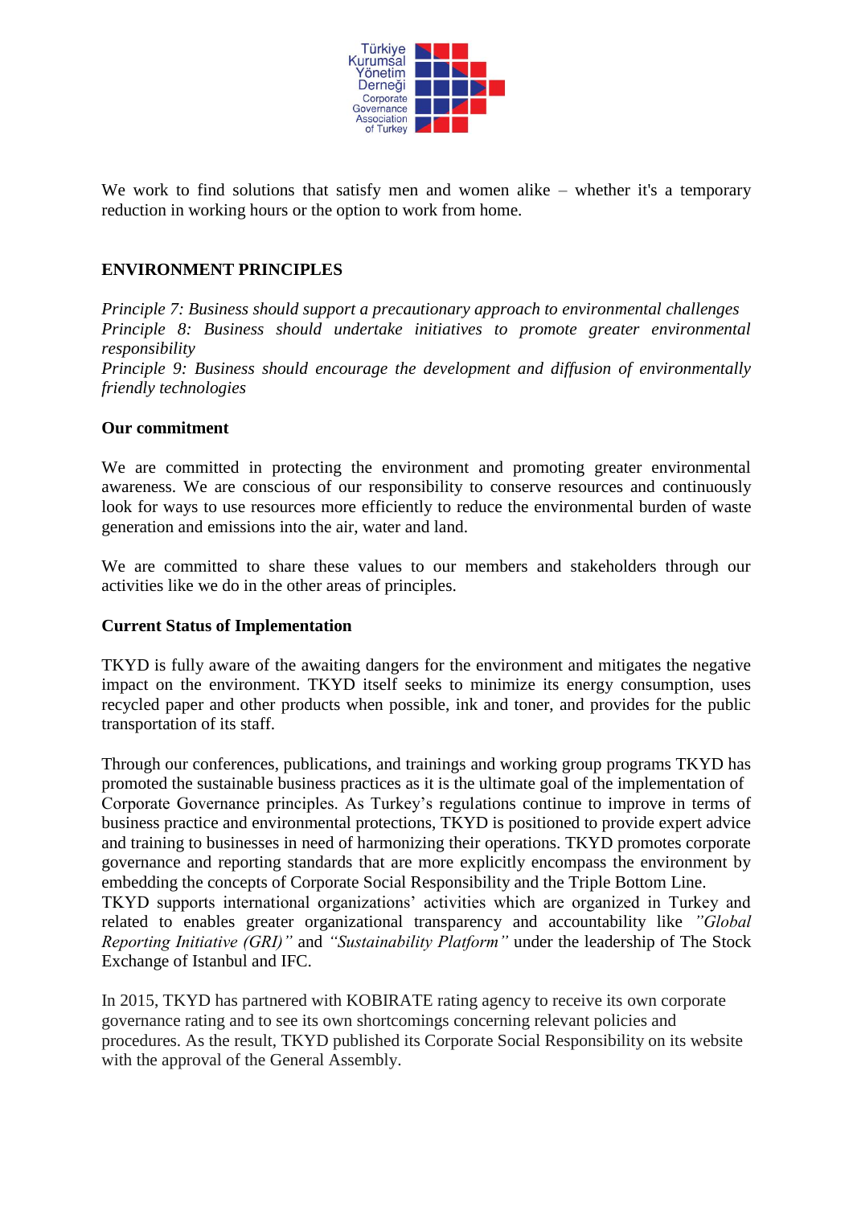We work to find solutions that satisfy men and women alike – whether it's a temporary reduction in working hours or the option to work from home.

## ENVIRONMENT PRINCIPLES

*Principle 7: Business should support a precautionary approach to environmental challenges*
*Principle 8: Business should undertake initiatives to promote greater environmental responsibility*
*Principle 9: Business should encourage the development and diffusion of environmentally friendly technologies*

### Our commitment

We are committed in protecting the environment and promoting greater environmental awareness. We are conscious of our responsibility to conserve resources and continuously look for ways to use resources more efficiently to reduce the environmental burden of waste generation and emissions into the air, water and land.

We are committed to share these values to our members and stakeholders through our activities like we do in the other areas of principles.

### Current Status of Implementation

TKYD is fully aware of the awaiting dangers for the environment and mitigates the negative impact on the environment. TKYD itself seeks to minimize its energy consumption, uses recycled paper and other products when possible, ink and toner, and provides for the public transportation of its staff.

Through our conferences, publications, and trainings and working group programs TKYD has promoted the sustainable business practices as it is the ultimate goal of the implementation of Corporate Governance principles. As Turkey's regulations continue to improve in terms of business practice and environmental protections, TKYD is positioned to provide expert advice and training to businesses in need of harmonizing their operations. TKYD promotes corporate governance and reporting standards that are more explicitly encompass the environment by embedding the concepts of Corporate Social Responsibility and the Triple Bottom Line.
TKYD supports international organizations' activities which are organized in Turkey and related to enables greater organizational transparency and accountability like *"Global Reporting Initiative (GRI)"* and *"Sustainability Platform"* under the leadership of The Stock Exchange of Istanbul and IFC.

In 2015, TKYD has partnered with KOBIRATE rating agency to receive its own corporate governance rating and to see its own shortcomings concerning relevant policies and procedures. As the result, TKYD published its Corporate Social Responsibility on its website with the approval of the General Assembly.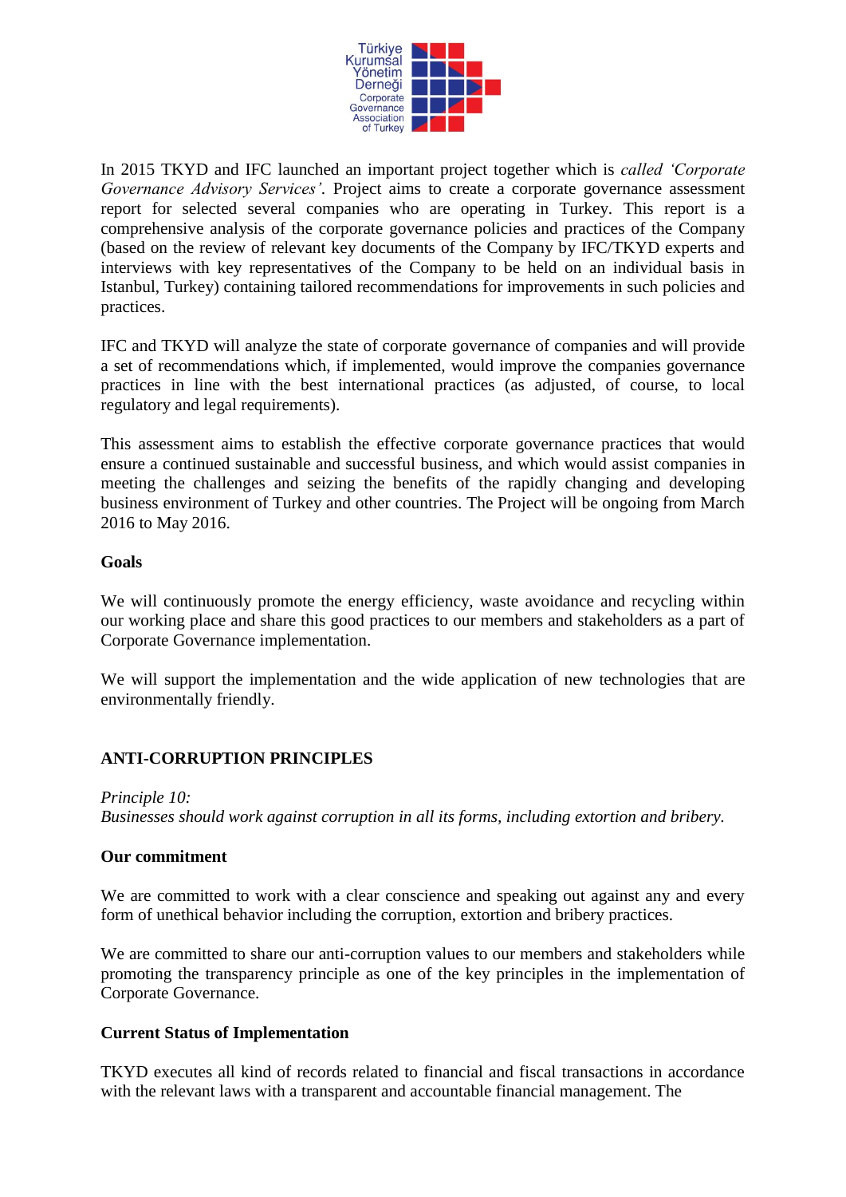In 2015 TKYD and IFC launched an important project together which is *called 'Corporate Governance Advisory Services'*. Project aims to create a corporate governance assessment report for selected several companies who are operating in Turkey. This report is a comprehensive analysis of the corporate governance policies and practices of the Company (based on the review of relevant key documents of the Company by IFC/TKYD experts and interviews with key representatives of the Company to be held on an individual basis in Istanbul, Turkey) containing tailored recommendations for improvements in such policies and practices.

IFC and TKYD will analyze the state of corporate governance of companies and will provide a set of recommendations which, if implemented, would improve the companies governance practices in line with the best international practices (as adjusted, of course, to local regulatory and legal requirements).

This assessment aims to establish the effective corporate governance practices that would ensure a continued sustainable and successful business, and which would assist companies in meeting the challenges and seizing the benefits of the rapidly changing and developing business environment of Turkey and other countries. The Project will be ongoing from March 2016 to May 2016.

**Goals**

We will continuously promote the energy efficiency, waste avoidance and recycling within our working place and share this good practices to our members and stakeholders as a part of Corporate Governance implementation.

We will support the implementation and the wide application of new technologies that are environmentally friendly.

## ANTI-CORRUPTION PRINCIPLES

*Principle 10:*
*Businesses should work against corruption in all its forms, including extortion and bribery.*

**Our commitment**

We are committed to work with a clear conscience and speaking out against any and every form of unethical behavior including the corruption, extortion and bribery practices.

We are committed to share our anti-corruption values to our members and stakeholders while promoting the transparency principle as one of the key principles in the implementation of Corporate Governance.

**Current Status of Implementation**

TKYD executes all kind of records related to financial and fiscal transactions in accordance with the relevant laws with a transparent and accountable financial management. The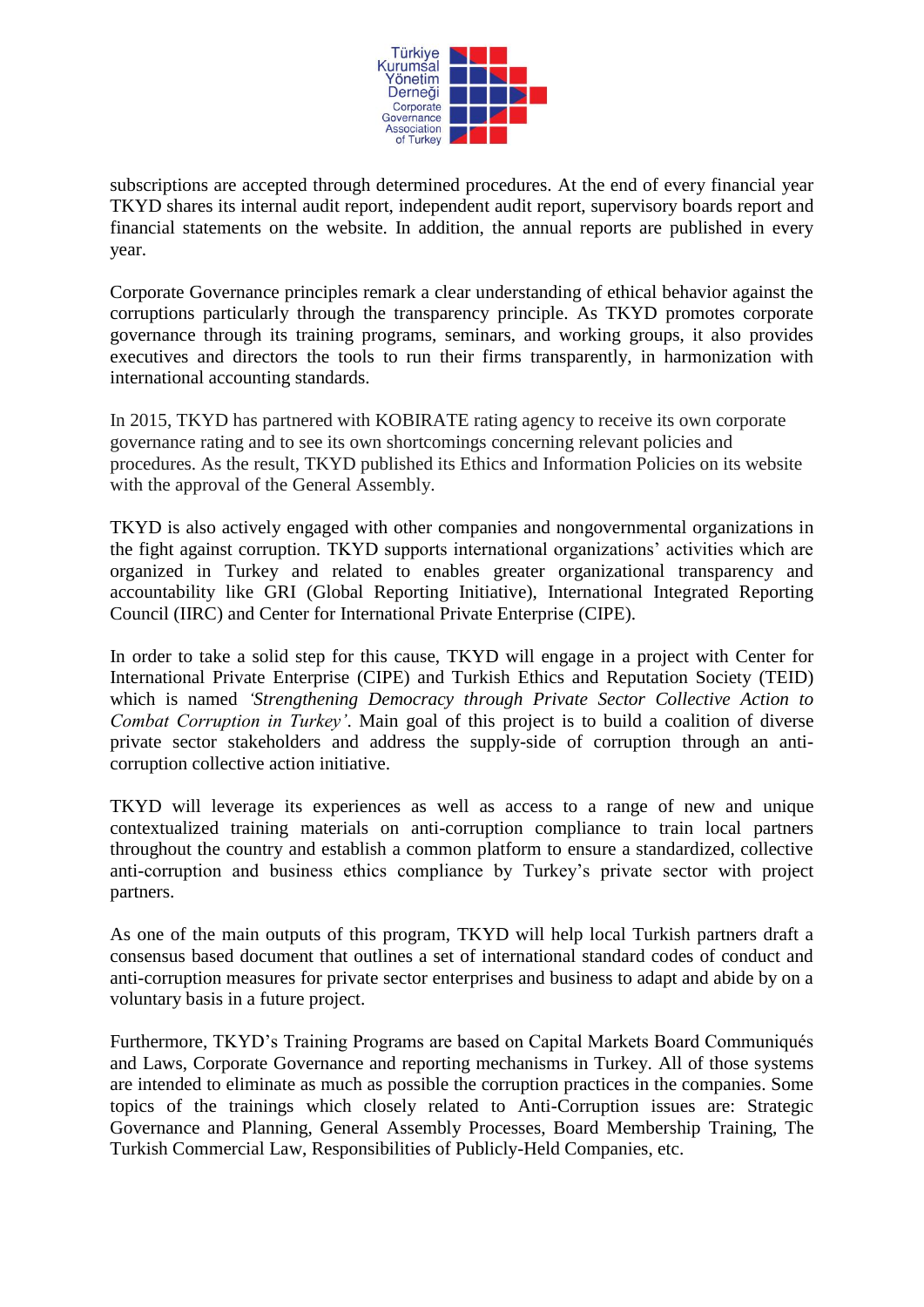subscriptions are accepted through determined procedures. At the end of every financial year TKYD shares its internal audit report, independent audit report, supervisory boards report and financial statements on the website. In addition, the annual reports are published in every year.

Corporate Governance principles remark a clear understanding of ethical behavior against the corruptions particularly through the transparency principle. As TKYD promotes corporate governance through its training programs, seminars, and working groups, it also provides executives and directors the tools to run their firms transparently, in harmonization with international accounting standards.

In 2015, TKYD has partnered with KOBIRATE rating agency to receive its own corporate governance rating and to see its own shortcomings concerning relevant policies and procedures. As the result, TKYD published its Ethics and Information Policies on its website with the approval of the General Assembly.

TKYD is also actively engaged with other companies and nongovernmental organizations in the fight against corruption. TKYD supports international organizations' activities which are organized in Turkey and related to enables greater organizational transparency and accountability like GRI (Global Reporting Initiative), International Integrated Reporting Council (IIRC) and Center for International Private Enterprise (CIPE).

In order to take a solid step for this cause, TKYD will engage in a project with Center for International Private Enterprise (CIPE) and Turkish Ethics and Reputation Society (TEID) which is named *'Strengthening Democracy through Private Sector Collective Action to Combat Corruption in Turkey'*. Main goal of this project is to build a coalition of diverse private sector stakeholders and address the supply-side of corruption through an anti-corruption collective action initiative.

TKYD will leverage its experiences as well as access to a range of new and unique contextualized training materials on anti-corruption compliance to train local partners throughout the country and establish a common platform to ensure a standardized, collective anti-corruption and business ethics compliance by Turkey's private sector with project partners.

As one of the main outputs of this program, TKYD will help local Turkish partners draft a consensus based document that outlines a set of international standard codes of conduct and anti-corruption measures for private sector enterprises and business to adapt and abide by on a voluntary basis in a future project.

Furthermore, TKYD's Training Programs are based on Capital Markets Board Communiqués and Laws, Corporate Governance and reporting mechanisms in Turkey. All of those systems are intended to eliminate as much as possible the corruption practices in the companies. Some topics of the trainings which closely related to Anti-Corruption issues are: Strategic Governance and Planning, General Assembly Processes, Board Membership Training, The Turkish Commercial Law, Responsibilities of Publicly-Held Companies, etc.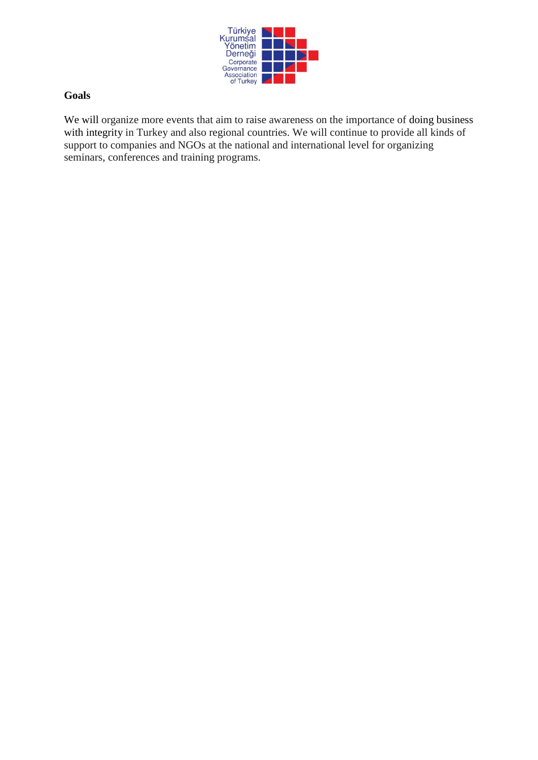## Goals

We will organize more events that aim to raise awareness on the importance of doing business with integrity in Turkey and also regional countries. We will continue to provide all kinds of support to companies and NGOs at the national and international level for organizing seminars, conferences and training programs.